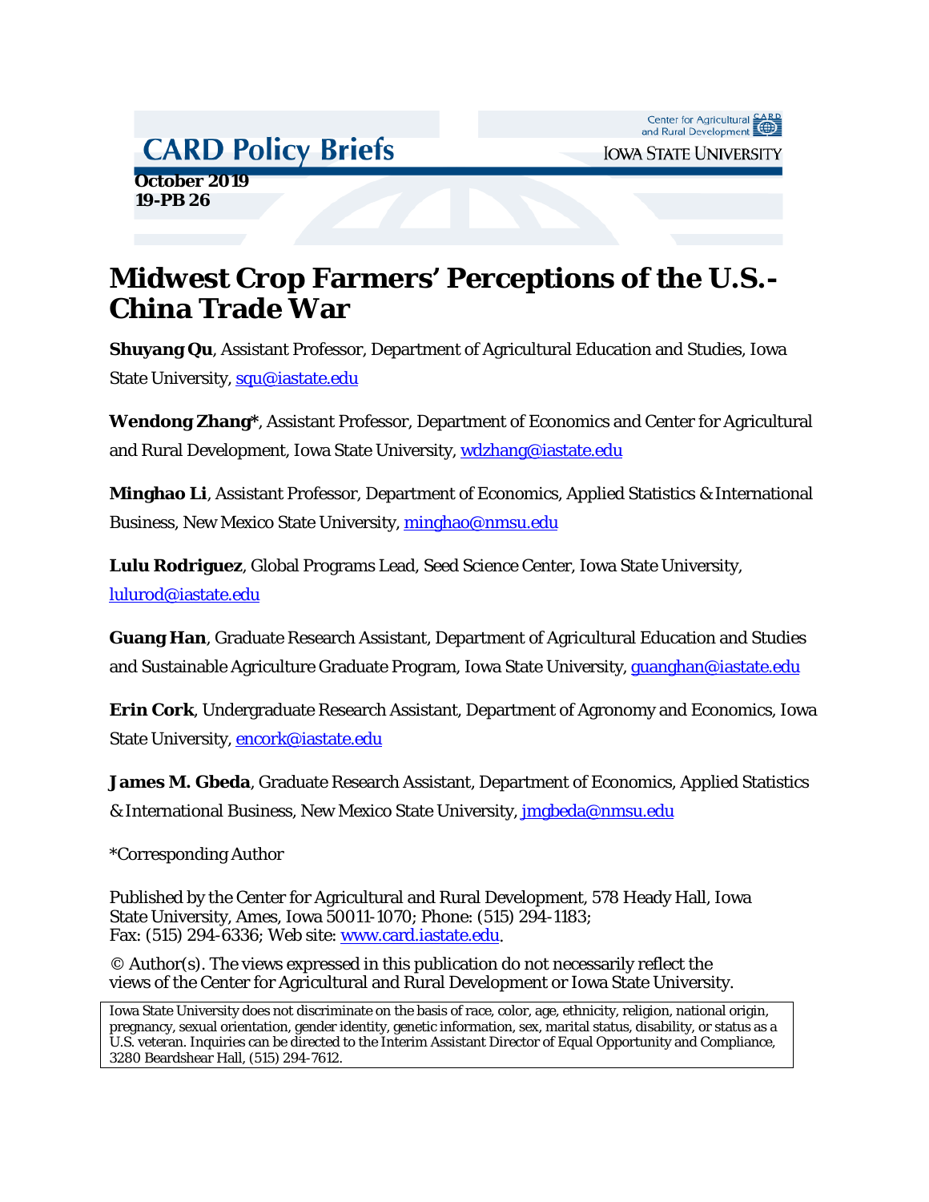CARD Policy Briefs

Center for Agricultural and Rural Development

IOWA STATE UNIVERSITY

**October 2019**
**19-PB 26**

# Midwest Crop Farmers' Perceptions of the U.S.-China Trade War

**Shuyang Qu**, Assistant Professor, Department of Agricultural Education and Studies, Iowa State University, squ@iastate.edu

**Wendong Zhang***, Assistant Professor, Department of Economics and Center for Agricultural and Rural Development, Iowa State University, wdzhang@iastate.edu

**Minghao Li**, Assistant Professor, Department of Economics, Applied Statistics & International Business, New Mexico State University, minghao@nmsu.edu

**Lulu Rodriguez**, Global Programs Lead, Seed Science Center, Iowa State University, lulurod@iastate.edu

**Guang Han**, Graduate Research Assistant, Department of Agricultural Education and Studies and Sustainable Agriculture Graduate Program, Iowa State University, guanghan@iastate.edu

**Erin Cork**, Undergraduate Research Assistant, Department of Agronomy and Economics, Iowa State University, encork@iastate.edu

**James M. Gbeda**, Graduate Research Assistant, Department of Economics, Applied Statistics & International Business, New Mexico State University, jmgbeda@nmsu.edu

*Corresponding Author

Published by the Center for Agricultural and Rural Development, 578 Heady Hall, Iowa State University, Ames, Iowa 50011-1070; Phone: (515) 294-1183; Fax: (515) 294-6336; Web site: www.card.iastate.edu.

© Author(s). The views expressed in this publication do not necessarily reflect the views of the Center for Agricultural and Rural Development or Iowa State University.

Iowa State University does not discriminate on the basis of race, color, age, ethnicity, religion, national origin, pregnancy, sexual orientation, gender identity, genetic information, sex, marital status, disability, or status as a U.S. veteran. Inquiries can be directed to the Interim Assistant Director of Equal Opportunity and Compliance, 3280 Beardshear Hall, (515) 294-7612.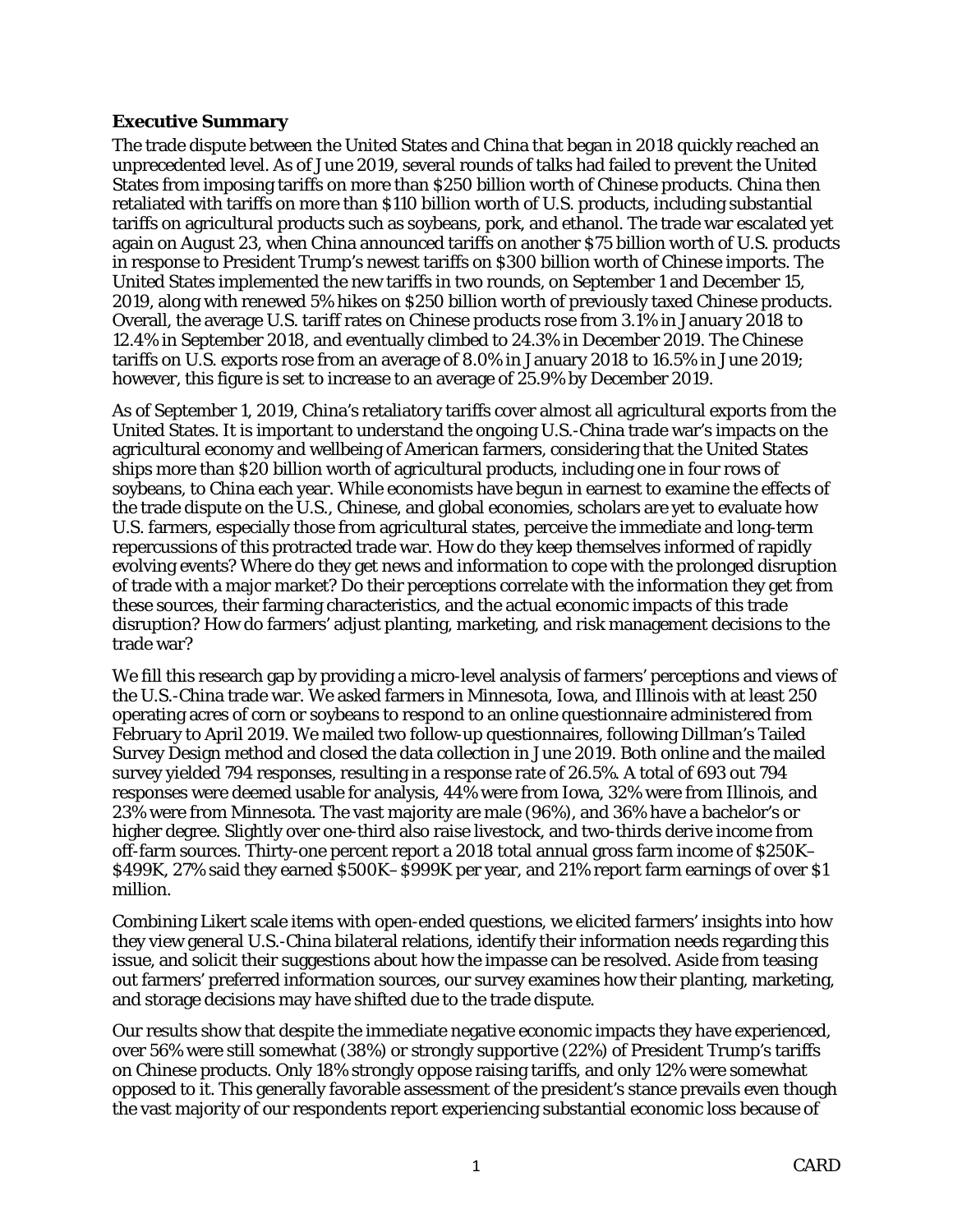**Executive Summary**

The trade dispute between the United States and China that began in 2018 quickly reached an unprecedented level. As of June 2019, several rounds of talks had failed to prevent the United States from imposing tariffs on more than $250 billion worth of Chinese products. China then retaliated with tariffs on more than $110 billion worth of U.S. products, including substantial tariffs on agricultural products such as soybeans, pork, and ethanol. The trade war escalated yet again on August 23, when China announced tariffs on another $75 billion worth of U.S. products in response to President Trump's newest tariffs on $300 billion worth of Chinese imports. The United States implemented the new tariffs in two rounds, on September 1 and December 15, 2019, along with renewed 5% hikes on $250 billion worth of previously taxed Chinese products. Overall, the average U.S. tariff rates on Chinese products rose from 3.1% in January 2018 to 12.4% in September 2018, and eventually climbed to 24.3% in December 2019. The Chinese tariffs on U.S. exports rose from an average of 8.0% in January 2018 to 16.5% in June 2019; however, this figure is set to increase to an average of 25.9% by December 2019.

As of September 1, 2019, China's retaliatory tariffs cover almost all agricultural exports from the United States. It is important to understand the ongoing U.S.-China trade war's impacts on the agricultural economy and wellbeing of American farmers, considering that the United States ships more than $20 billion worth of agricultural products, including one in four rows of soybeans, to China each year. While economists have begun in earnest to examine the effects of the trade dispute on the U.S., Chinese, and global economies, scholars are yet to evaluate how U.S. farmers, especially those from agricultural states, perceive the immediate and long-term repercussions of this protracted trade war. How do they keep themselves informed of rapidly evolving events? Where do they get news and information to cope with the prolonged disruption of trade with a major market? Do their perceptions correlate with the information they get from these sources, their farming characteristics, and the actual economic impacts of this trade disruption? How do farmers' adjust planting, marketing, and risk management decisions to the trade war?

We fill this research gap by providing a micro-level analysis of farmers' perceptions and views of the U.S.-China trade war. We asked farmers in Minnesota, Iowa, and Illinois with at least 250 operating acres of corn or soybeans to respond to an online questionnaire administered from February to April 2019. We mailed two follow-up questionnaires, following Dillman's Tailed Survey Design method and closed the data collection in June 2019. Both online and the mailed survey yielded 794 responses, resulting in a response rate of 26.5%. A total of 693 out 794 responses were deemed usable for analysis, 44% were from Iowa, 32% were from Illinois, and 23% were from Minnesota. The vast majority are male (96%), and 36% have a bachelor's or higher degree. Slightly over one-third also raise livestock, and two-thirds derive income from off-farm sources. Thirty-one percent report a 2018 total annual gross farm income of $250K–$499K, 27% said they earned $500K–$999K per year, and 21% report farm earnings of over $1 million.

Combining Likert scale items with open-ended questions, we elicited farmers' insights into how they view general U.S.-China bilateral relations, identify their information needs regarding this issue, and solicit their suggestions about how the impasse can be resolved. Aside from teasing out farmers' preferred information sources, our survey examines how their planting, marketing, and storage decisions may have shifted due to the trade dispute.

Our results show that despite the immediate negative economic impacts they have experienced, over 56% were still somewhat (38%) or strongly supportive (22%) of President Trump's tariffs on Chinese products. Only 18% strongly oppose raising tariffs, and only 12% were somewhat opposed to it. This generally favorable assessment of the president's stance prevails even though the vast majority of our respondents report experiencing substantial economic loss because of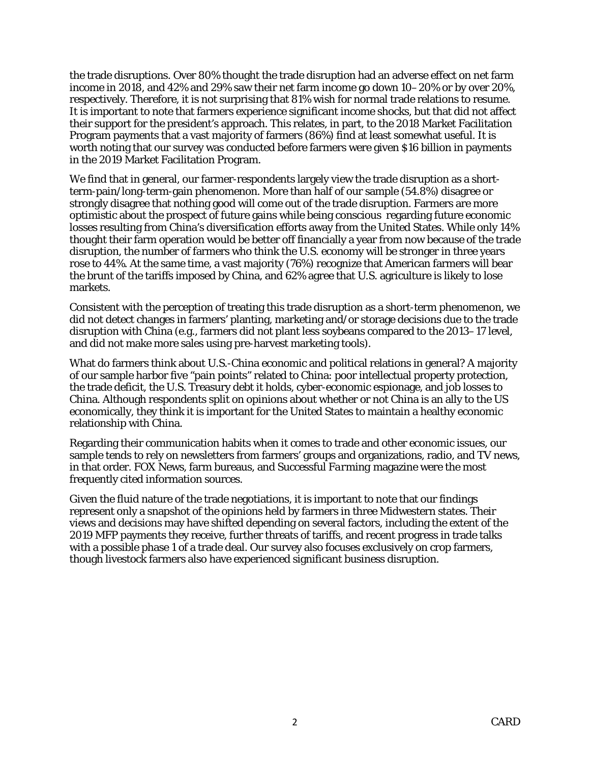the trade disruptions. Over 80% thought the trade disruption had an adverse effect on net farm income in 2018, and 42% and 29% saw their net farm income go down 10–20% or by over 20%, respectively. Therefore, it is not surprising that 81% wish for normal trade relations to resume. It is important to note that farmers experience significant income shocks, but that did not affect their support for the president's approach. This relates, in part, to the 2018 Market Facilitation Program payments that a vast majority of farmers (86%) find at least somewhat useful. It is worth noting that our survey was conducted before farmers were given $16 billion in payments in the 2019 Market Facilitation Program.

We find that in general, our farmer-respondents largely view the trade disruption as a short-term-pain/long-term-gain phenomenon. More than half of our sample (54.8%) disagree or strongly disagree that nothing good will come out of the trade disruption. Farmers are more optimistic about the prospect of future gains while being conscious regarding future economic losses resulting from China's diversification efforts away from the United States. While only 14% thought their farm operation would be better off financially a year from now because of the trade disruption, the number of farmers who think the U.S. economy will be stronger in three years rose to 44%. At the same time, a vast majority (76%) recognize that American farmers will bear the brunt of the tariffs imposed by China, and 62% agree that U.S. agriculture is likely to lose markets.

Consistent with the perception of treating this trade disruption as a short-term phenomenon, we did not detect changes in farmers' planting, marketing and/or storage decisions due to the trade disruption with China (e.g., farmers did not plant less soybeans compared to the 2013–17 level, and did not make more sales using pre-harvest marketing tools).

What do farmers think about U.S.-China economic and political relations in general? A majority of our sample harbor five "pain points" related to China: poor intellectual property protection, the trade deficit, the U.S. Treasury debt it holds, cyber-economic espionage, and job losses to China. Although respondents split on opinions about whether or not China is an ally to the US economically, they think it is important for the United States to maintain a healthy economic relationship with China.

Regarding their communication habits when it comes to trade and other economic issues, our sample tends to rely on newsletters from farmers' groups and organizations, radio, and TV news, in that order. FOX News, farm bureaus, and *Successful Farming* magazine were the most frequently cited information sources.

Given the fluid nature of the trade negotiations, it is important to note that our findings represent only a snapshot of the opinions held by farmers in three Midwestern states. Their views and decisions may have shifted depending on several factors, including the extent of the 2019 MFP payments they receive, further threats of tariffs, and recent progress in trade talks with a possible phase 1 of a trade deal. Our survey also focuses exclusively on crop farmers, though livestock farmers also have experienced significant business disruption.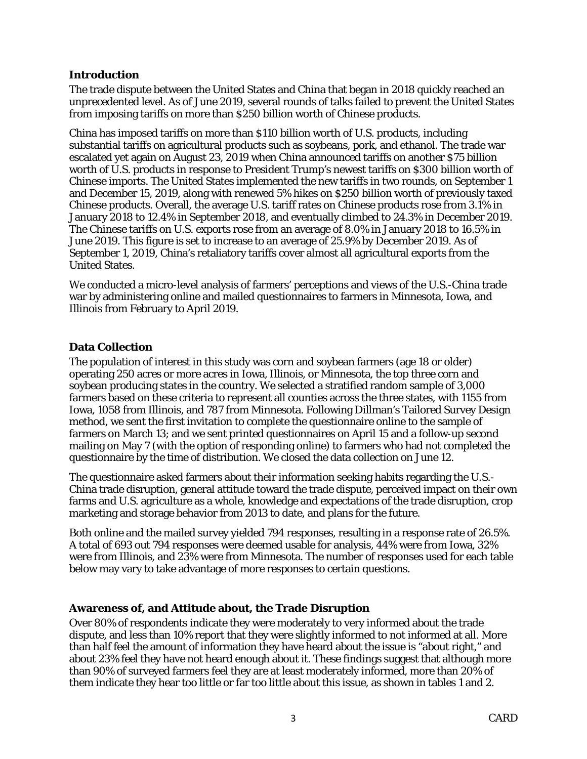## Introduction

The trade dispute between the United States and China that began in 2018 quickly reached an unprecedented level. As of June 2019, several rounds of talks failed to prevent the United States from imposing tariffs on more than $250 billion worth of Chinese products.

China has imposed tariffs on more than $110 billion worth of U.S. products, including substantial tariffs on agricultural products such as soybeans, pork, and ethanol. The trade war escalated yet again on August 23, 2019 when China announced tariffs on another $75 billion worth of U.S. products in response to President Trump's newest tariffs on $300 billion worth of Chinese imports. The United States implemented the new tariffs in two rounds, on September 1 and December 15, 2019, along with renewed 5% hikes on $250 billion worth of previously taxed Chinese products. Overall, the average U.S. tariff rates on Chinese products rose from 3.1% in January 2018 to 12.4% in September 2018, and eventually climbed to 24.3% in December 2019. The Chinese tariffs on U.S. exports rose from an average of 8.0% in January 2018 to 16.5% in June 2019. This figure is set to increase to an average of 25.9% by December 2019. As of September 1, 2019, China's retaliatory tariffs cover almost all agricultural exports from the United States.

We conducted a micro-level analysis of farmers' perceptions and views of the U.S.-China trade war by administering online and mailed questionnaires to farmers in Minnesota, Iowa, and Illinois from February to April 2019.

## Data Collection

The population of interest in this study was corn and soybean farmers (age 18 or older) operating 250 acres or more acres in Iowa, Illinois, or Minnesota, the top three corn and soybean producing states in the country. We selected a stratified random sample of 3,000 farmers based on these criteria to represent all counties across the three states, with 1155 from Iowa, 1058 from Illinois, and 787 from Minnesota. Following Dillman's Tailored Survey Design method, we sent the first invitation to complete the questionnaire online to the sample of farmers on March 13; and we sent printed questionnaires on April 15 and a follow-up second mailing on May 7 (with the option of responding online) to farmers who had not completed the questionnaire by the time of distribution. We closed the data collection on June 12.

The questionnaire asked farmers about their information seeking habits regarding the U.S.-China trade disruption, general attitude toward the trade dispute, perceived impact on their own farms and U.S. agriculture as a whole, knowledge and expectations of the trade disruption, crop marketing and storage behavior from 2013 to date, and plans for the future.

Both online and the mailed survey yielded 794 responses, resulting in a response rate of 26.5%. A total of 693 out 794 responses were deemed usable for analysis, 44% were from Iowa, 32% were from Illinois, and 23% were from Minnesota. The number of responses used for each table below may vary to take advantage of more responses to certain questions.

## Awareness of, and Attitude about, the Trade Disruption

Over 80% of respondents indicate they were moderately to very informed about the trade dispute, and less than 10% report that they were slightly informed to not informed at all. More than half feel the amount of information they have heard about the issue is "about right," and about 23% feel they have not heard enough about it. These findings suggest that although more than 90% of surveyed farmers feel they are at least moderately informed, more than 20% of them indicate they hear too little or far too little about this issue, as shown in tables 1 and 2.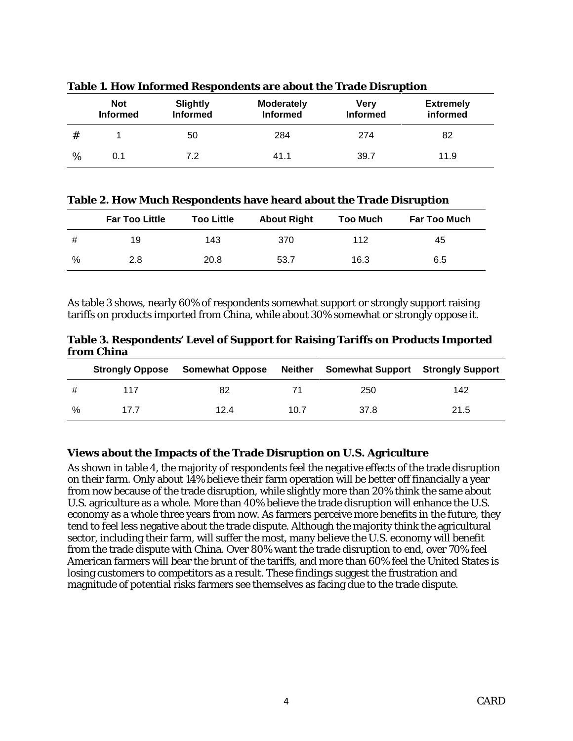**Table 1. How Informed Respondents are about the Trade Disruption**

| | Not Informed | Slightly Informed | Moderately Informed | Very Informed | Extremely informed |
|---|---|---|---|---|---|
| # | 1 | 50 | 284 | 274 | 82 |
| % | 0.1 | 7.2 | 41.1 | 39.7 | 11.9 |

**Table 2. How Much Respondents have heard about the Trade Disruption**

| | Far Too Little | Too Little | About Right | Too Much | Far Too Much |
|---|---|---|---|---|---|
| # | 19 | 143 | 370 | 112 | 45 |
| % | 2.8 | 20.8 | 53.7 | 16.3 | 6.5 |

As table 3 shows, nearly 60% of respondents somewhat support or strongly support raising tariffs on products imported from China, while about 30% somewhat or strongly oppose it.

**Table 3. Respondents' Level of Support for Raising Tariffs on Products Imported from China**

| | Strongly Oppose | Somewhat Oppose | Neither | Somewhat Support | Strongly Support |
|---|---|---|---|---|---|
| # | 117 | 82 | 71 | 250 | 142 |
| % | 17.7 | 12.4 | 10.7 | 37.8 | 21.5 |

### Views about the Impacts of the Trade Disruption on U.S. Agriculture

As shown in table 4, the majority of respondents feel the negative effects of the trade disruption on their farm. Only about 14% believe their farm operation will be better off financially a year from now because of the trade disruption, while slightly more than 20% think the same about U.S. agriculture as a whole. More than 40% believe the trade disruption will enhance the U.S. economy as a whole three years from now. As farmers perceive more benefits in the future, they tend to feel less negative about the trade dispute. Although the majority think the agricultural sector, including their farm, will suffer the most, many believe the U.S. economy will benefit from the trade dispute with China. Over 80% want the trade disruption to end, over 70% feel American farmers will bear the brunt of the tariffs, and more than 60% feel the United States is losing customers to competitors as a result. These findings suggest the frustration and magnitude of potential risks farmers see themselves as facing due to the trade dispute.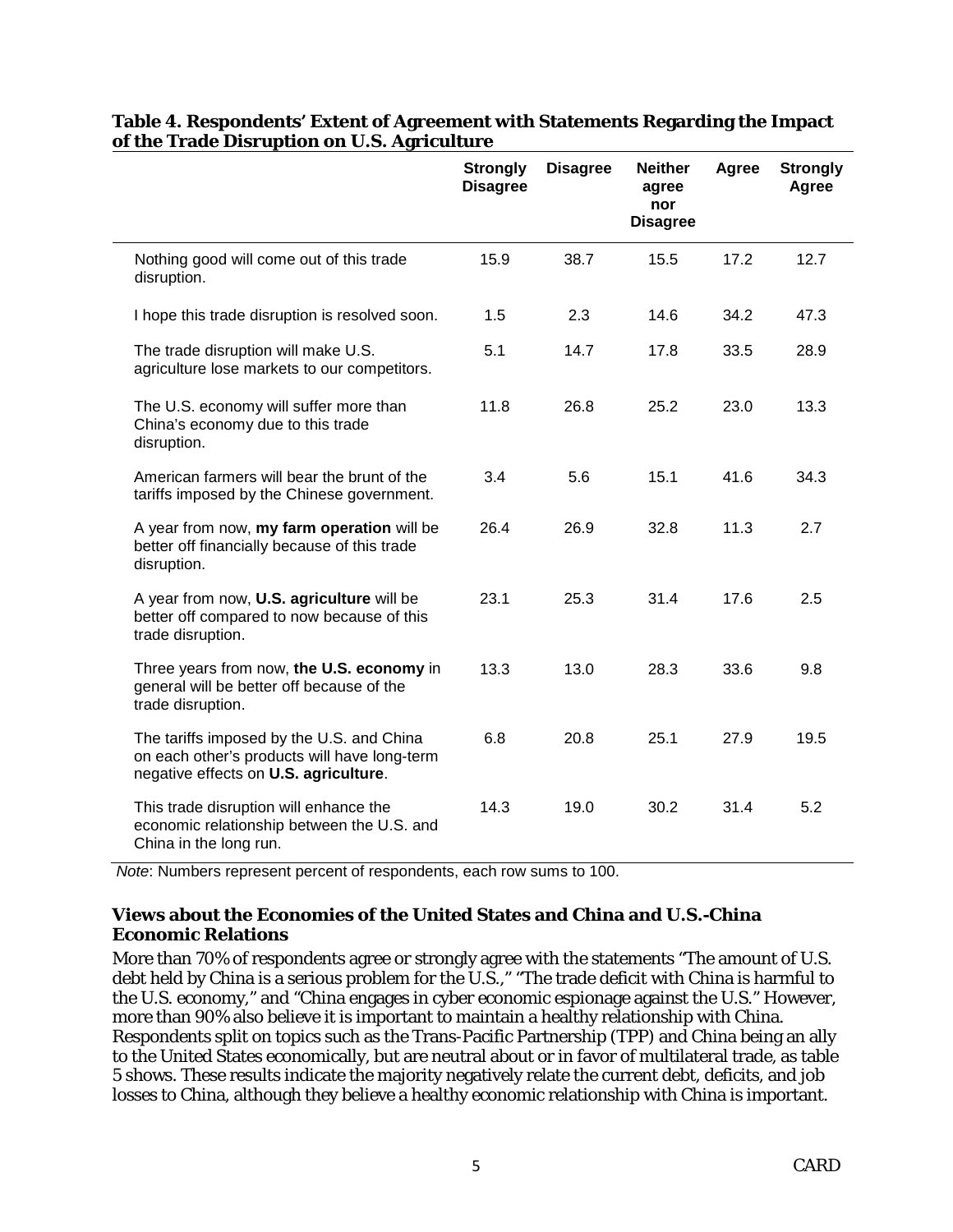**Table 4. Respondents' Extent of Agreement with Statements Regarding the Impact of the Trade Disruption on U.S. Agriculture**

| | Strongly Disagree | Disagree | Neither agree nor Disagree | Agree | Strongly Agree |
|---|---|---|---|---|---|
| Nothing good will come out of this trade disruption. | 15.9 | 38.7 | 15.5 | 17.2 | 12.7 |
| I hope this trade disruption is resolved soon. | 1.5 | 2.3 | 14.6 | 34.2 | 47.3 |
| The trade disruption will make U.S. agriculture lose markets to our competitors. | 5.1 | 14.7 | 17.8 | 33.5 | 28.9 |
| The U.S. economy will suffer more than China's economy due to this trade disruption. | 11.8 | 26.8 | 25.2 | 23.0 | 13.3 |
| American farmers will bear the brunt of the tariffs imposed by the Chinese government. | 3.4 | 5.6 | 15.1 | 41.6 | 34.3 |
| A year from now, **my farm operation** will be better off financially because of this trade disruption. | 26.4 | 26.9 | 32.8 | 11.3 | 2.7 |
| A year from now, **U.S. agriculture** will be better off compared to now because of this trade disruption. | 23.1 | 25.3 | 31.4 | 17.6 | 2.5 |
| Three years from now, **the U.S. economy** in general will be better off because of the trade disruption. | 13.3 | 13.0 | 28.3 | 33.6 | 9.8 |
| The tariffs imposed by the U.S. and China on each other's products will have long-term negative effects on **U.S. agriculture**. | 6.8 | 20.8 | 25.1 | 27.9 | 19.5 |
| This trade disruption will enhance the economic relationship between the U.S. and China in the long run. | 14.3 | 19.0 | 30.2 | 31.4 | 5.2 |

*Note*: Numbers represent percent of respondents, each row sums to 100.

### Views about the Economies of the United States and China and U.S.-China Economic Relations

More than 70% of respondents agree or strongly agree with the statements "The amount of U.S. debt held by China is a serious problem for the U.S.," "The trade deficit with China is harmful to the U.S. economy," and "China engages in cyber economic espionage against the U.S." However, more than 90% also believe it is important to maintain a healthy relationship with China. Respondents split on topics such as the Trans-Pacific Partnership (TPP) and China being an ally to the United States economically, but are neutral about or in favor of multilateral trade, as table 5 shows. These results indicate the majority negatively relate the current debt, deficits, and job losses to China, although they believe a healthy economic relationship with China is important.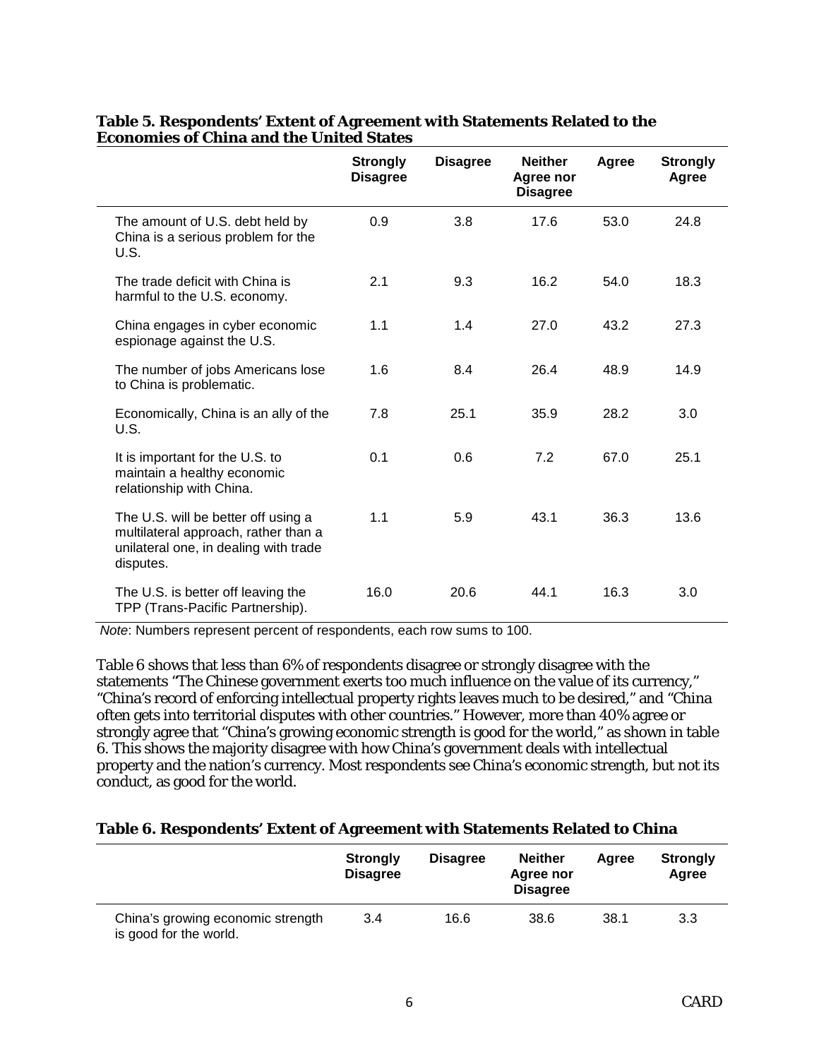**Table 5. Respondents' Extent of Agreement with Statements Related to the Economies of China and the United States**

| | Strongly Disagree | Disagree | Neither Agree nor Disagree | Agree | Strongly Agree |
|---|---|---|---|---|---|
| The amount of U.S. debt held by China is a serious problem for the U.S. | 0.9 | 3.8 | 17.6 | 53.0 | 24.8 |
| The trade deficit with China is harmful to the U.S. economy. | 2.1 | 9.3 | 16.2 | 54.0 | 18.3 |
| China engages in cyber economic espionage against the U.S. | 1.1 | 1.4 | 27.0 | 43.2 | 27.3 |
| The number of jobs Americans lose to China is problematic. | 1.6 | 8.4 | 26.4 | 48.9 | 14.9 |
| Economically, China is an ally of the U.S. | 7.8 | 25.1 | 35.9 | 28.2 | 3.0 |
| It is important for the U.S. to maintain a healthy economic relationship with China. | 0.1 | 0.6 | 7.2 | 67.0 | 25.1 |
| The U.S. will be better off using a multilateral approach, rather than a unilateral one, in dealing with trade disputes. | 1.1 | 5.9 | 43.1 | 36.3 | 13.6 |
| The U.S. is better off leaving the TPP (Trans-Pacific Partnership). | 16.0 | 20.6 | 44.1 | 16.3 | 3.0 |

*Note*: Numbers represent percent of respondents, each row sums to 100.

Table 6 shows that less than 6% of respondents disagree or strongly disagree with the statements "The Chinese government exerts too much influence on the value of its currency," "China's record of enforcing intellectual property rights leaves much to be desired," and "China often gets into territorial disputes with other countries." However, more than 40% agree or strongly agree that "China's growing economic strength is good for the world," as shown in table 6. This shows the majority disagree with how China's government deals with intellectual property and the nation's currency. Most respondents see China's economic strength, but not its conduct, as good for the world.

**Table 6. Respondents' Extent of Agreement with Statements Related to China**

| | Strongly Disagree | Disagree | Neither Agree nor Disagree | Agree | Strongly Agree |
|---|---|---|---|---|---|
| China's growing economic strength is good for the world. | 3.4 | 16.6 | 38.6 | 38.1 | 3.3 |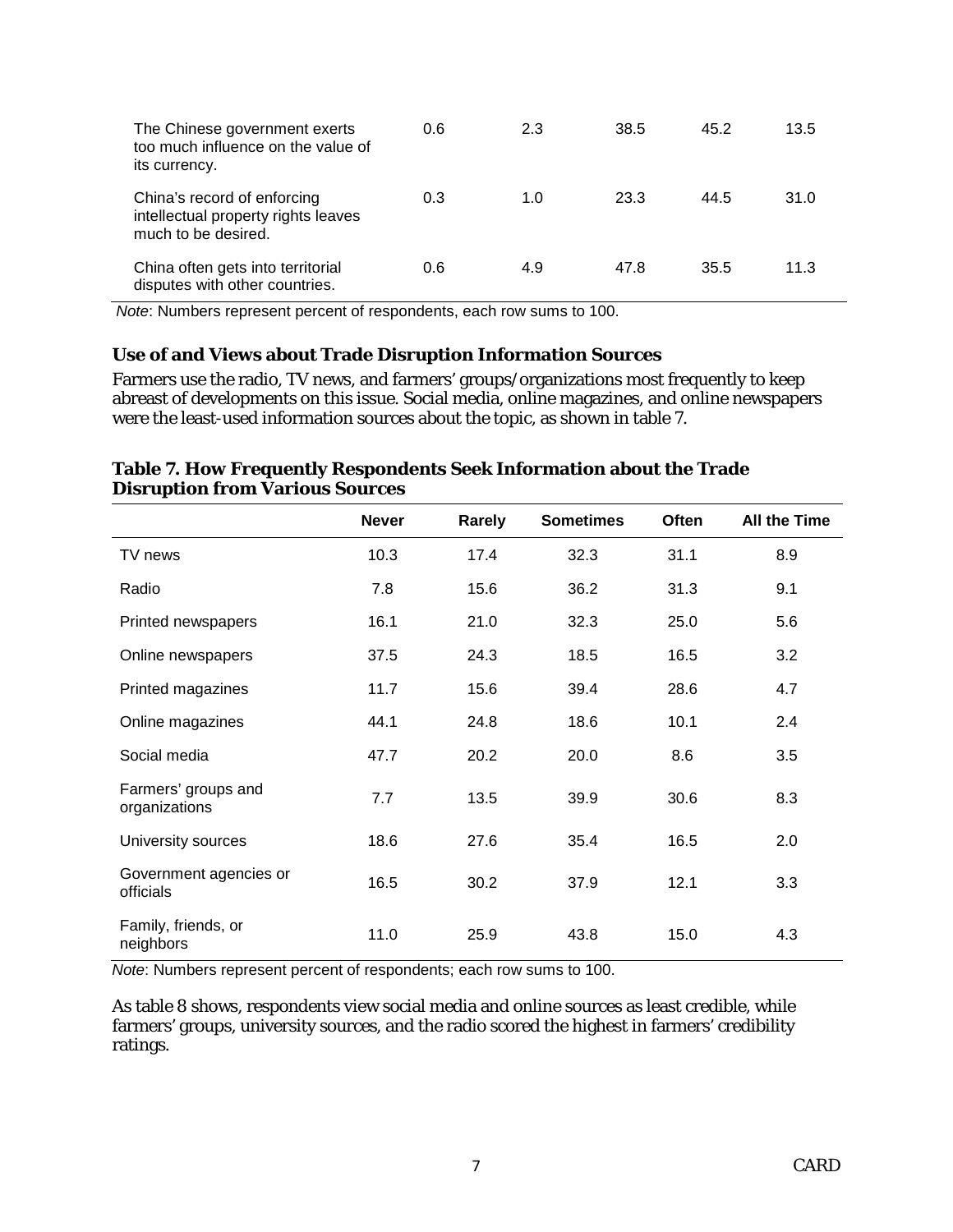| | | | | | |
|---|---|---|---|---|---|
| The Chinese government exerts too much influence on the value of its currency. | 0.6 | 2.3 | 38.5 | 45.2 | 13.5 |
| China's record of enforcing intellectual property rights leaves much to be desired. | 0.3 | 1.0 | 23.3 | 44.5 | 31.0 |
| China often gets into territorial disputes with other countries. | 0.6 | 4.9 | 47.8 | 35.5 | 11.3 |

*Note*: Numbers represent percent of respondents, each row sums to 100.

### Use of and Views about Trade Disruption Information Sources

Farmers use the radio, TV news, and farmers' groups/organizations most frequently to keep abreast of developments on this issue. Social media, online magazines, and online newspapers were the least-used information sources about the topic, as shown in table 7.

**Table 7. How Frequently Respondents Seek Information about the Trade Disruption from Various Sources**

| | Never | Rarely | Sometimes | Often | All the Time |
|---|---|---|---|---|---|
| TV news | 10.3 | 17.4 | 32.3 | 31.1 | 8.9 |
| Radio | 7.8 | 15.6 | 36.2 | 31.3 | 9.1 |
| Printed newspapers | 16.1 | 21.0 | 32.3 | 25.0 | 5.6 |
| Online newspapers | 37.5 | 24.3 | 18.5 | 16.5 | 3.2 |
| Printed magazines | 11.7 | 15.6 | 39.4 | 28.6 | 4.7 |
| Online magazines | 44.1 | 24.8 | 18.6 | 10.1 | 2.4 |
| Social media | 47.7 | 20.2 | 20.0 | 8.6 | 3.5 |
| Farmers' groups and organizations | 7.7 | 13.5 | 39.9 | 30.6 | 8.3 |
| University sources | 18.6 | 27.6 | 35.4 | 16.5 | 2.0 |
| Government agencies or officials | 16.5 | 30.2 | 37.9 | 12.1 | 3.3 |
| Family, friends, or neighbors | 11.0 | 25.9 | 43.8 | 15.0 | 4.3 |

*Note*: Numbers represent percent of respondents; each row sums to 100.

As table 8 shows, respondents view social media and online sources as least credible, while farmers' groups, university sources, and the radio scored the highest in farmers' credibility ratings.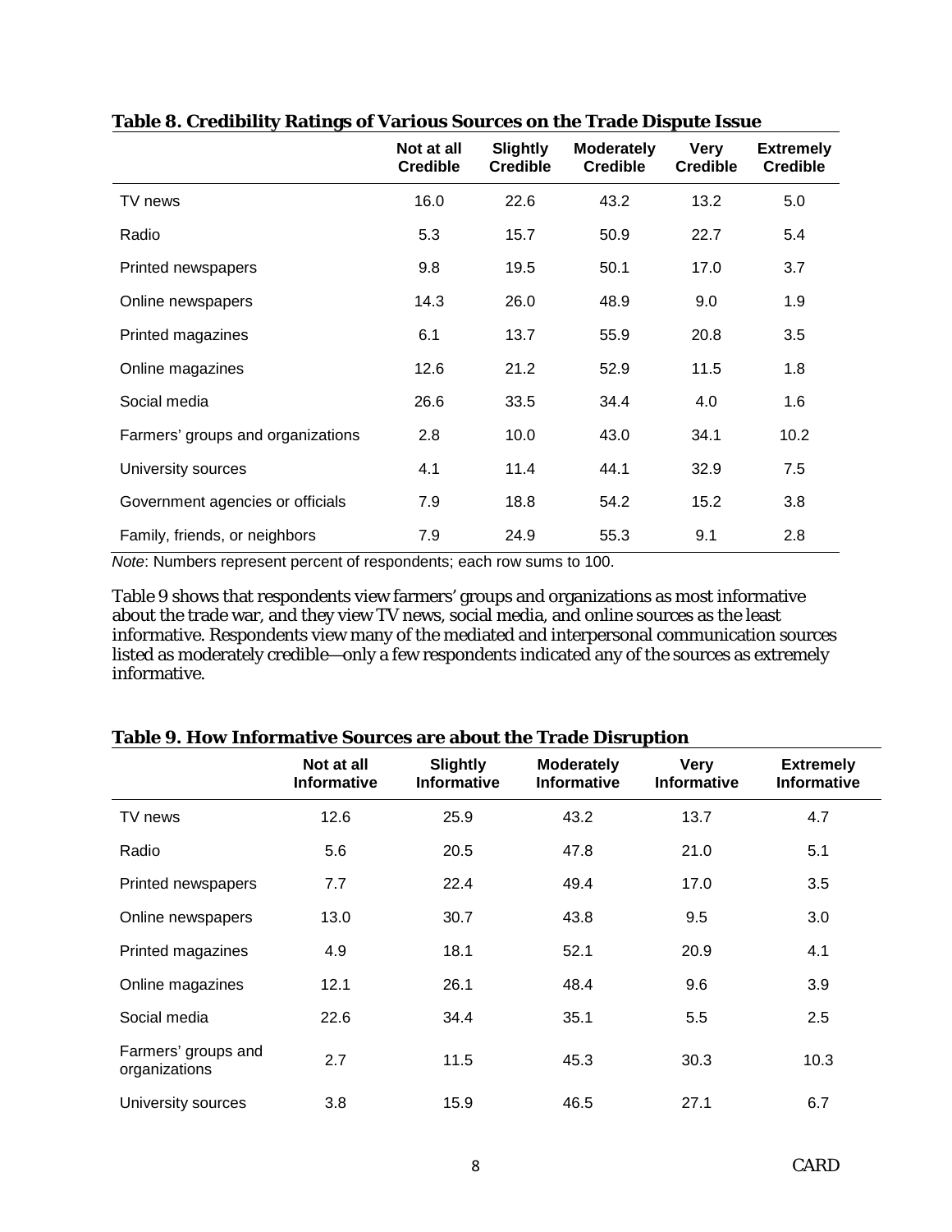**Table 8. Credibility Ratings of Various Sources on the Trade Dispute Issue**

| | Not at all Credible | Slightly Credible | Moderately Credible | Very Credible | Extremely Credible |
|---|---|---|---|---|---|
| TV news | 16.0 | 22.6 | 43.2 | 13.2 | 5.0 |
| Radio | 5.3 | 15.7 | 50.9 | 22.7 | 5.4 |
| Printed newspapers | 9.8 | 19.5 | 50.1 | 17.0 | 3.7 |
| Online newspapers | 14.3 | 26.0 | 48.9 | 9.0 | 1.9 |
| Printed magazines | 6.1 | 13.7 | 55.9 | 20.8 | 3.5 |
| Online magazines | 12.6 | 21.2 | 52.9 | 11.5 | 1.8 |
| Social media | 26.6 | 33.5 | 34.4 | 4.0 | 1.6 |
| Farmers' groups and organizations | 2.8 | 10.0 | 43.0 | 34.1 | 10.2 |
| University sources | 4.1 | 11.4 | 44.1 | 32.9 | 7.5 |
| Government agencies or officials | 7.9 | 18.8 | 54.2 | 15.2 | 3.8 |
| Family, friends, or neighbors | 7.9 | 24.9 | 55.3 | 9.1 | 2.8 |

*Note*: Numbers represent percent of respondents; each row sums to 100.

Table 9 shows that respondents view farmers' groups and organizations as most informative about the trade war, and they view TV news, social media, and online sources as the least informative. Respondents view many of the mediated and interpersonal communication sources listed as moderately credible—only a few respondents indicated any of the sources as extremely informative.

**Table 9. How Informative Sources are about the Trade Disruption**

| | Not at all Informative | Slightly Informative | Moderately Informative | Very Informative | Extremely Informative |
|---|---|---|---|---|---|
| TV news | 12.6 | 25.9 | 43.2 | 13.7 | 4.7 |
| Radio | 5.6 | 20.5 | 47.8 | 21.0 | 5.1 |
| Printed newspapers | 7.7 | 22.4 | 49.4 | 17.0 | 3.5 |
| Online newspapers | 13.0 | 30.7 | 43.8 | 9.5 | 3.0 |
| Printed magazines | 4.9 | 18.1 | 52.1 | 20.9 | 4.1 |
| Online magazines | 12.1 | 26.1 | 48.4 | 9.6 | 3.9 |
| Social media | 22.6 | 34.4 | 35.1 | 5.5 | 2.5 |
| Farmers' groups and organizations | 2.7 | 11.5 | 45.3 | 30.3 | 10.3 |
| University sources | 3.8 | 15.9 | 46.5 | 27.1 | 6.7 |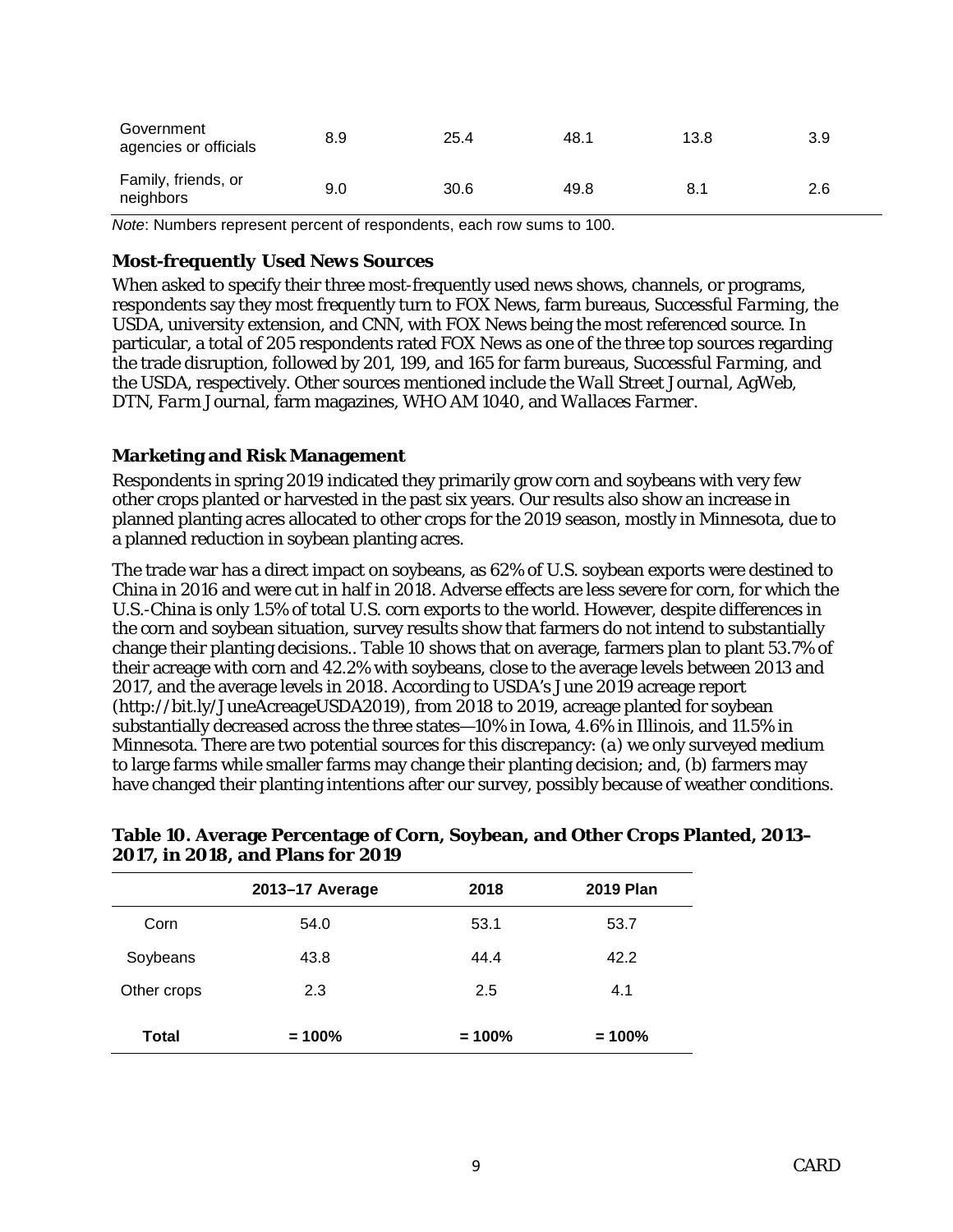| | | | | | |
|---|---|---|---|---|---|
| Government agencies or officials | 8.9 | 25.4 | 48.1 | 13.8 | 3.9 |
| Family, friends, or neighbors | 9.0 | 30.6 | 49.8 | 8.1 | 2.6 |

*Note*: Numbers represent percent of respondents, each row sums to 100.

### Most-frequently Used News Sources

When asked to specify their three most-frequently used news shows, channels, or programs, respondents say they most frequently turn to FOX News, farm bureaus, *Successful Farming*, the USDA, university extension, and CNN, with FOX News being the most referenced source. In particular, a total of 205 respondents rated FOX News as one of the three top sources regarding the trade disruption, followed by 201, 199, and 165 for farm bureaus, *Successful Farming*, and the USDA, respectively. Other sources mentioned include the *Wall Street Journal*, AgWeb, DTN, *Farm Journal*, farm magazines, WHO AM 1040, and *Wallaces Farmer*.

### Marketing and Risk Management

Respondents in spring 2019 indicated they primarily grow corn and soybeans with very few other crops planted or harvested in the past six years. Our results also show an increase in planned planting acres allocated to other crops for the 2019 season, mostly in Minnesota, due to a planned reduction in soybean planting acres.

The trade war has a direct impact on soybeans, as 62% of U.S. soybean exports were destined to China in 2016 and were cut in half in 2018. Adverse effects are less severe for corn, for which the U.S.-China is only 1.5% of total U.S. corn exports to the world. However, despite differences in the corn and soybean situation, survey results show that farmers do not intend to substantially change their planting decisions.. Table 10 shows that on average, farmers plan to plant 53.7% of their acreage with corn and 42.2% with soybeans, close to the average levels between 2013 and 2017, and the average levels in 2018. According to USDA's June 2019 acreage report (http://bit.ly/JuneAcreageUSDA2019), from 2018 to 2019, acreage planted for soybean substantially decreased across the three states—10% in Iowa, 4.6% in Illinois, and 11.5% in Minnesota. There are two potential sources for this discrepancy: (a) we only surveyed medium to large farms while smaller farms may change their planting decision; and, (b) farmers may have changed their planting intentions after our survey, possibly because of weather conditions.

**Table 10. Average Percentage of Corn, Soybean, and Other Crops Planted, 2013–2017, in 2018, and Plans for 2019**

| | 2013–17 Average | 2018 | 2019 Plan |
|---|---|---|---|
| Corn | 54.0 | 53.1 | 53.7 |
| Soybeans | 43.8 | 44.4 | 42.2 |
| Other crops | 2.3 | 2.5 | 4.1 |
| **Total** | **= 100%** | **= 100%** | **= 100%** |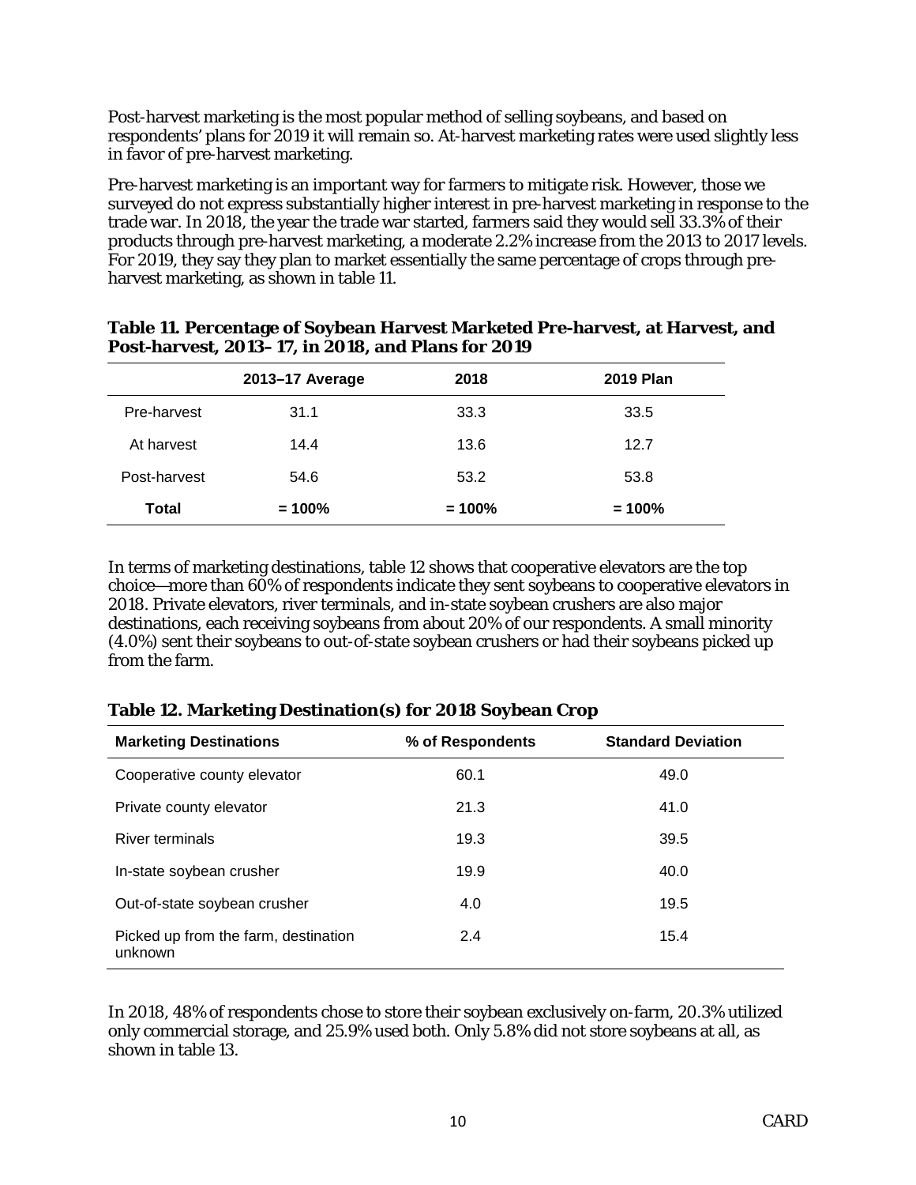Post-harvest marketing is the most popular method of selling soybeans, and based on respondents' plans for 2019 it will remain so. At-harvest marketing rates were used slightly less in favor of pre-harvest marketing.

Pre-harvest marketing is an important way for farmers to mitigate risk. However, those we surveyed do not express substantially higher interest in pre-harvest marketing in response to the trade war. In 2018, the year the trade war started, farmers said they would sell 33.3% of their products through pre-harvest marketing, a moderate 2.2% increase from the 2013 to 2017 levels. For 2019, they say they plan to market essentially the same percentage of crops through pre-harvest marketing, as shown in table 11.

**Table 11. Percentage of Soybean Harvest Marketed Pre-harvest, at Harvest, and Post-harvest, 2013– 17, in 2018, and Plans for 2019**

| | 2013–17 Average | 2018 | 2019 Plan |
|---|---|---|---|
| Pre-harvest | 31.1 | 33.3 | 33.5 |
| At harvest | 14.4 | 13.6 | 12.7 |
| Post-harvest | 54.6 | 53.2 | 53.8 |
| **Total** | **= 100%** | **= 100%** | **= 100%** |

In terms of marketing destinations, table 12 shows that cooperative elevators are the top choice—more than 60% of respondents indicate they sent soybeans to cooperative elevators in 2018. Private elevators, river terminals, and in-state soybean crushers are also major destinations, each receiving soybeans from about 20% of our respondents. A small minority (4.0%) sent their soybeans to out-of-state soybean crushers or had their soybeans picked up from the farm.

**Table 12. Marketing Destination(s) for 2018 Soybean Crop**

| Marketing Destinations | % of Respondents | Standard Deviation |
|---|---|---|
| Cooperative county elevator | 60.1 | 49.0 |
| Private county elevator | 21.3 | 41.0 |
| River terminals | 19.3 | 39.5 |
| In-state soybean crusher | 19.9 | 40.0 |
| Out-of-state soybean crusher | 4.0 | 19.5 |
| Picked up from the farm, destination unknown | 2.4 | 15.4 |

In 2018, 48% of respondents chose to store their soybean exclusively on-farm, 20.3% utilized only commercial storage, and 25.9% used both. Only 5.8% did not store soybeans at all, as shown in table 13.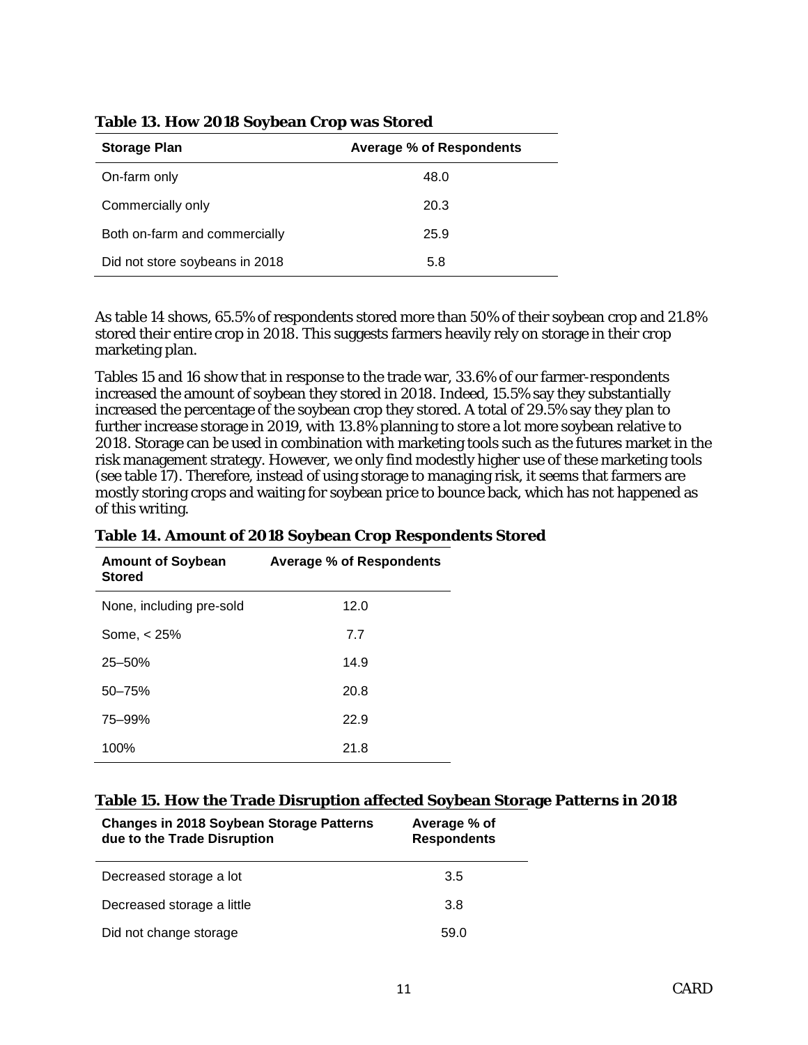**Table 13. How 2018 Soybean Crop was Stored**

| Storage Plan | Average % of Respondents |
|---|---|
| On-farm only | 48.0 |
| Commercially only | 20.3 |
| Both on-farm and commercially | 25.9 |
| Did not store soybeans in 2018 | 5.8 |

As table 14 shows, 65.5% of respondents stored more than 50% of their soybean crop and 21.8% stored their entire crop in 2018. This suggests farmers heavily rely on storage in their crop marketing plan.

Tables 15 and 16 show that in response to the trade war, 33.6% of our farmer-respondents increased the amount of soybean they stored in 2018. Indeed, 15.5% say they substantially increased the percentage of the soybean crop they stored. A total of 29.5% say they plan to further increase storage in 2019, with 13.8% planning to store a lot more soybean relative to 2018. Storage can be used in combination with marketing tools such as the futures market in the risk management strategy. However, we only find modestly higher use of these marketing tools (see table 17). Therefore, instead of using storage to managing risk, it seems that farmers are mostly storing crops and waiting for soybean price to bounce back, which has not happened as of this writing.

**Table 14. Amount of 2018 Soybean Crop Respondents Stored**

| Amount of Soybean Stored | Average % of Respondents |
|---|---|
| None, including pre-sold | 12.0 |
| Some, < 25% | 7.7 |
| 25–50% | 14.9 |
| 50–75% | 20.8 |
| 75–99% | 22.9 |
| 100% | 21.8 |

**Table 15. How the Trade Disruption affected Soybean Storage Patterns in 2018**

| Changes in 2018 Soybean Storage Patterns due to the Trade Disruption | Average % of Respondents |
|---|---|
| Decreased storage a lot | 3.5 |
| Decreased storage a little | 3.8 |
| Did not change storage | 59.0 |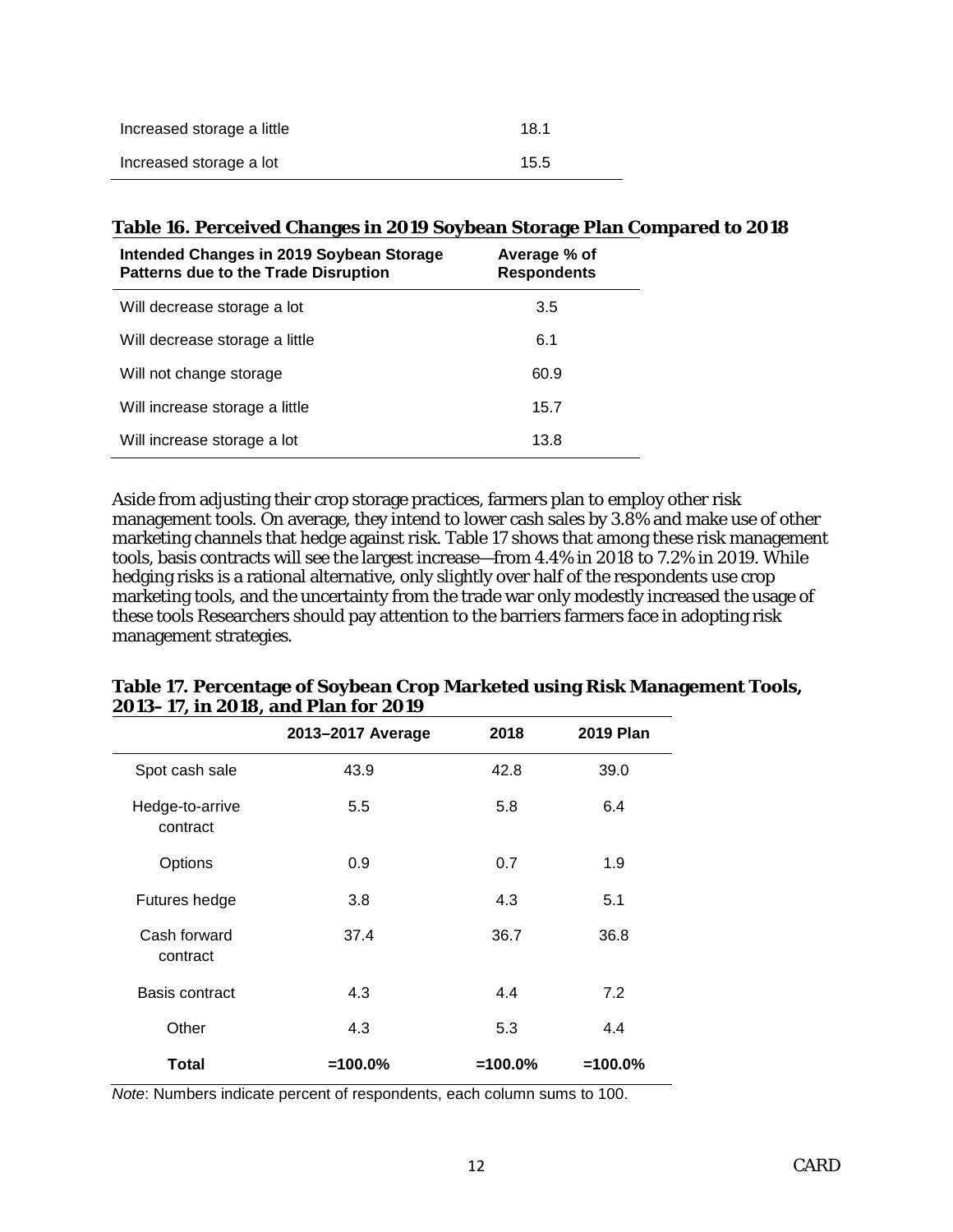| | |
|---|---|
| Increased storage a little | 18.1 |
| Increased storage a lot | 15.5 |

**Table 16. Perceived Changes in 2019 Soybean Storage Plan Compared to 2018**

| Intended Changes in 2019 Soybean Storage Patterns due to the Trade Disruption | Average % of Respondents |
|---|---|
| Will decrease storage a lot | 3.5 |
| Will decrease storage a little | 6.1 |
| Will not change storage | 60.9 |
| Will increase storage a little | 15.7 |
| Will increase storage a lot | 13.8 |

Aside from adjusting their crop storage practices, farmers plan to employ other risk management tools. On average, they intend to lower cash sales by 3.8% and make use of other marketing channels that hedge against risk. Table 17 shows that among these risk management tools, basis contracts will see the largest increase—from 4.4% in 2018 to 7.2% in 2019. While hedging risks is a rational alternative, only slightly over half of the respondents use crop marketing tools, and the uncertainty from the trade war only modestly increased the usage of these tools Researchers should pay attention to the barriers farmers face in adopting risk management strategies.

**Table 17. Percentage of Soybean Crop Marketed using Risk Management Tools, 2013–17, in 2018, and Plan for 2019**

| | 2013–2017 Average | 2018 | 2019 Plan |
|---|---|---|---|
| Spot cash sale | 43.9 | 42.8 | 39.0 |
| Hedge-to-arrive contract | 5.5 | 5.8 | 6.4 |
| Options | 0.9 | 0.7 | 1.9 |
| Futures hedge | 3.8 | 4.3 | 5.1 |
| Cash forward contract | 37.4 | 36.7 | 36.8 |
| Basis contract | 4.3 | 4.4 | 7.2 |
| Other | 4.3 | 5.3 | 4.4 |
| **Total** | **=100.0%** | **=100.0%** | **=100.0%** |

*Note*: Numbers indicate percent of respondents, each column sums to 100.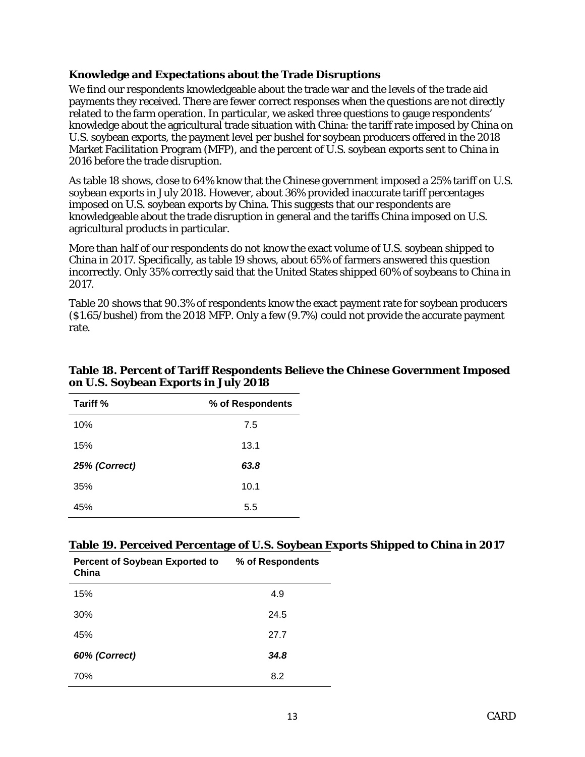### Knowledge and Expectations about the Trade Disruptions

We find our respondents knowledgeable about the trade war and the levels of the trade aid payments they received. There are fewer correct responses when the questions are not directly related to the farm operation. In particular, we asked three questions to gauge respondents' knowledge about the agricultural trade situation with China: the tariff rate imposed by China on U.S. soybean exports, the payment level per bushel for soybean producers offered in the 2018 Market Facilitation Program (MFP), and the percent of U.S. soybean exports sent to China in 2016 before the trade disruption.

As table 18 shows, close to 64% know that the Chinese government imposed a 25% tariff on U.S. soybean exports in July 2018. However, about 36% provided inaccurate tariff percentages imposed on U.S. soybean exports by China. This suggests that our respondents are knowledgeable about the trade disruption in general and the tariffs China imposed on U.S. agricultural products in particular.

More than half of our respondents do not know the exact volume of U.S. soybean shipped to China in 2017. Specifically, as table 19 shows, about 65% of farmers answered this question incorrectly. Only 35% correctly said that the United States shipped 60% of soybeans to China in 2017.

Table 20 shows that 90.3% of respondents know the exact payment rate for soybean producers ($1.65/bushel) from the 2018 MFP. Only a few (9.7%) could not provide the accurate payment rate.

**Table 18. Percent of Tariff Respondents Believe the Chinese Government Imposed on U.S. Soybean Exports in July 2018**

| Tariff % | % of Respondents |
|---|---|
| 10% | 7.5 |
| 15% | 13.1 |
| ***25% (Correct)*** | ***63.8*** |
| 35% | 10.1 |
| 45% | 5.5 |

**Table 19. Perceived Percentage of U.S. Soybean Exports Shipped to China in 2017**

| Percent of Soybean Exported to China | % of Respondents |
|---|---|
| 15% | 4.9 |
| 30% | 24.5 |
| 45% | 27.7 |
| ***60% (Correct)*** | ***34.8*** |
| 70% | 8.2 |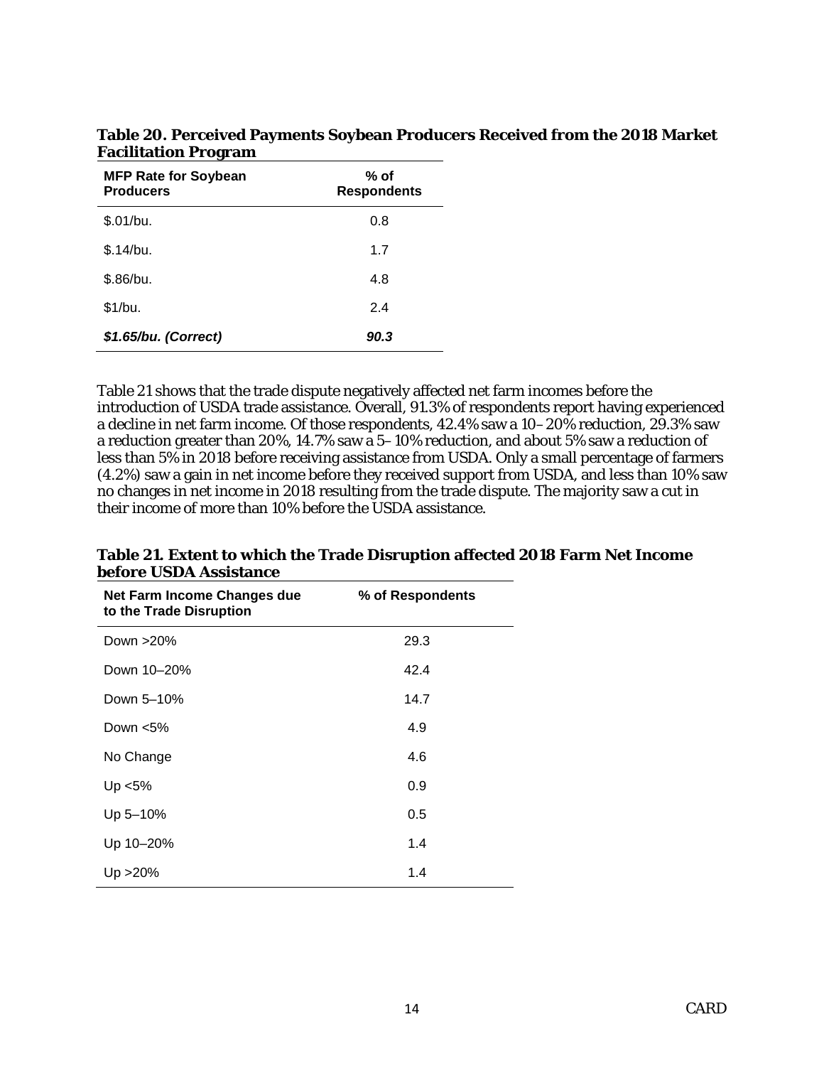**Table 20. Perceived Payments Soybean Producers Received from the 2018 Market Facilitation Program**

| MFP Rate for Soybean Producers | % of Respondents |
|---|---|
| $.01/bu. | 0.8 |
| $.14/bu. | 1.7 |
| $.86/bu. | 4.8 |
| $1/bu. | 2.4 |
| ***$1.65/bu. (Correct)*** | ***90.3*** |

Table 21 shows that the trade dispute negatively affected net farm incomes before the introduction of USDA trade assistance. Overall, 91.3% of respondents report having experienced a decline in net farm income. Of those respondents, 42.4% saw a 10–20% reduction, 29.3% saw a reduction greater than 20%, 14.7% saw a 5–10% reduction, and about 5% saw a reduction of less than 5% in 2018 before receiving assistance from USDA. Only a small percentage of farmers (4.2%) saw a gain in net income before they received support from USDA, and less than 10% saw no changes in net income in 2018 resulting from the trade dispute. The majority saw a cut in their income of more than 10% before the USDA assistance.

**Table 21. Extent to which the Trade Disruption affected 2018 Farm Net Income before USDA Assistance**

| Net Farm Income Changes due to the Trade Disruption | % of Respondents |
|---|---|
| Down >20% | 29.3 |
| Down 10–20% | 42.4 |
| Down 5–10% | 14.7 |
| Down <5% | 4.9 |
| No Change | 4.6 |
| Up <5% | 0.9 |
| Up 5–10% | 0.5 |
| Up 10–20% | 1.4 |
| Up >20% | 1.4 |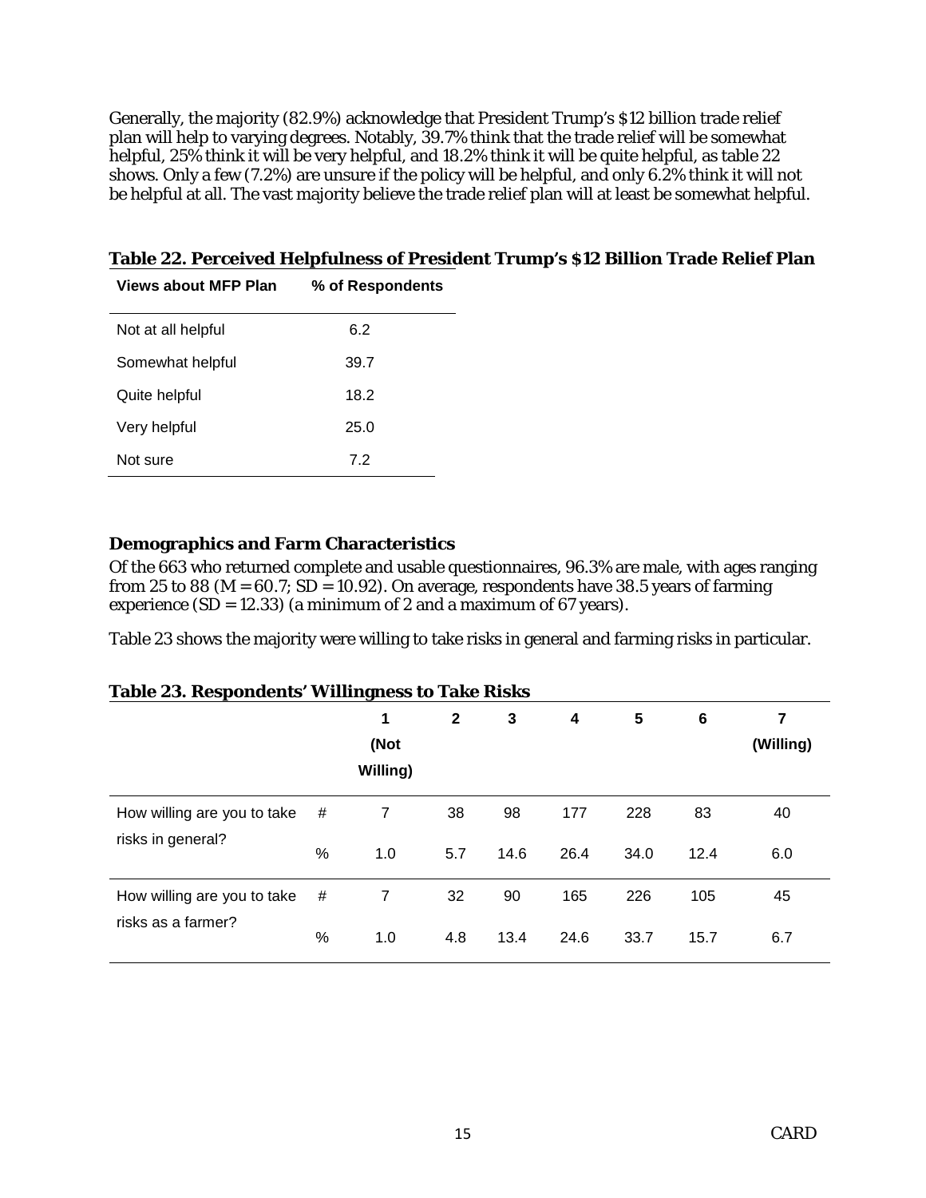Generally, the majority (82.9%) acknowledge that President Trump's $12 billion trade relief plan will help to varying degrees. Notably, 39.7% think that the trade relief will be somewhat helpful, 25% think it will be very helpful, and 18.2% think it will be quite helpful, as table 22 shows. Only a few (7.2%) are unsure if the policy will be helpful, and only 6.2% think it will not be helpful at all. The vast majority believe the trade relief plan will at least be somewhat helpful.

**Table 22. Perceived Helpfulness of President Trump's $12 Billion Trade Relief Plan**

| Views about MFP Plan | % of Respondents |
|---|---|
| Not at all helpful | 6.2 |
| Somewhat helpful | 39.7 |
| Quite helpful | 18.2 |
| Very helpful | 25.0 |
| Not sure | 7.2 |

### Demographics and Farm Characteristics

Of the 663 who returned complete and usable questionnaires, 96.3% are male, with ages ranging from 25 to 88 (M = 60.7; SD = 10.92). On average, respondents have 38.5 years of farming experience (SD = 12.33) (a minimum of 2 and a maximum of 67 years).

Table 23 shows the majority were willing to take risks in general and farming risks in particular.

**Table 23. Respondents' Willingness to Take Risks**

| | | 1 (Not Willing) | 2 | 3 | 4 | 5 | 6 | 7 (Willing) |
|---|---|---|---|---|---|---|---|---|
| How willing are you to take risks in general? | # | 7 | 38 | 98 | 177 | 228 | 83 | 40 |
| | % | 1.0 | 5.7 | 14.6 | 26.4 | 34.0 | 12.4 | 6.0 |
| How willing are you to take risks as a farmer? | # | 7 | 32 | 90 | 165 | 226 | 105 | 45 |
| | % | 1.0 | 4.8 | 13.4 | 24.6 | 33.7 | 15.7 | 6.7 |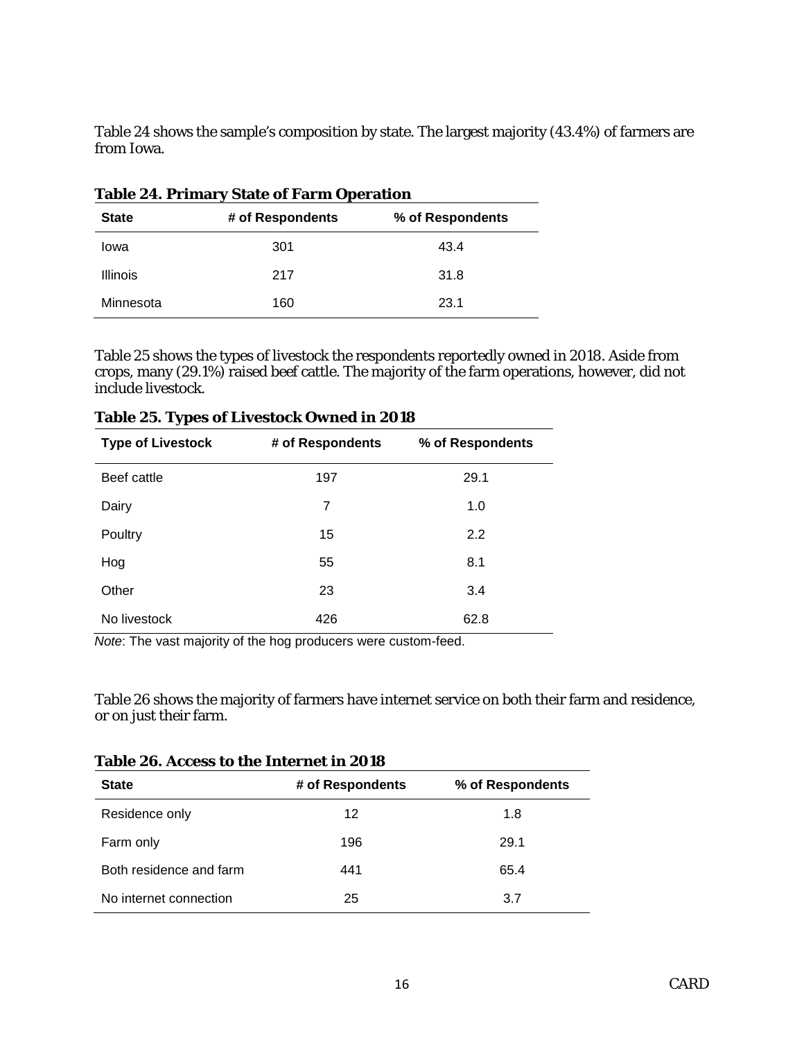Table 24 shows the sample's composition by state. The largest majority (43.4%) of farmers are from Iowa.

**Table 24. Primary State of Farm Operation**

| State | # of Respondents | % of Respondents |
|---|---|---|
| Iowa | 301 | 43.4 |
| Illinois | 217 | 31.8 |
| Minnesota | 160 | 23.1 |

Table 25 shows the types of livestock the respondents reportedly owned in 2018. Aside from crops, many (29.1%) raised beef cattle. The majority of the farm operations, however, did not include livestock.

**Table 25. Types of Livestock Owned in 2018**

| Type of Livestock | # of Respondents | % of Respondents |
|---|---|---|
| Beef cattle | 197 | 29.1 |
| Dairy | 7 | 1.0 |
| Poultry | 15 | 2.2 |
| Hog | 55 | 8.1 |
| Other | 23 | 3.4 |
| No livestock | 426 | 62.8 |

*Note*: The vast majority of the hog producers were custom-feed.

Table 26 shows the majority of farmers have internet service on both their farm and residence, or on just their farm.

**Table 26. Access to the Internet in 2018**

| State | # of Respondents | % of Respondents |
|---|---|---|
| Residence only | 12 | 1.8 |
| Farm only | 196 | 29.1 |
| Both residence and farm | 441 | 65.4 |
| No internet connection | 25 | 3.7 |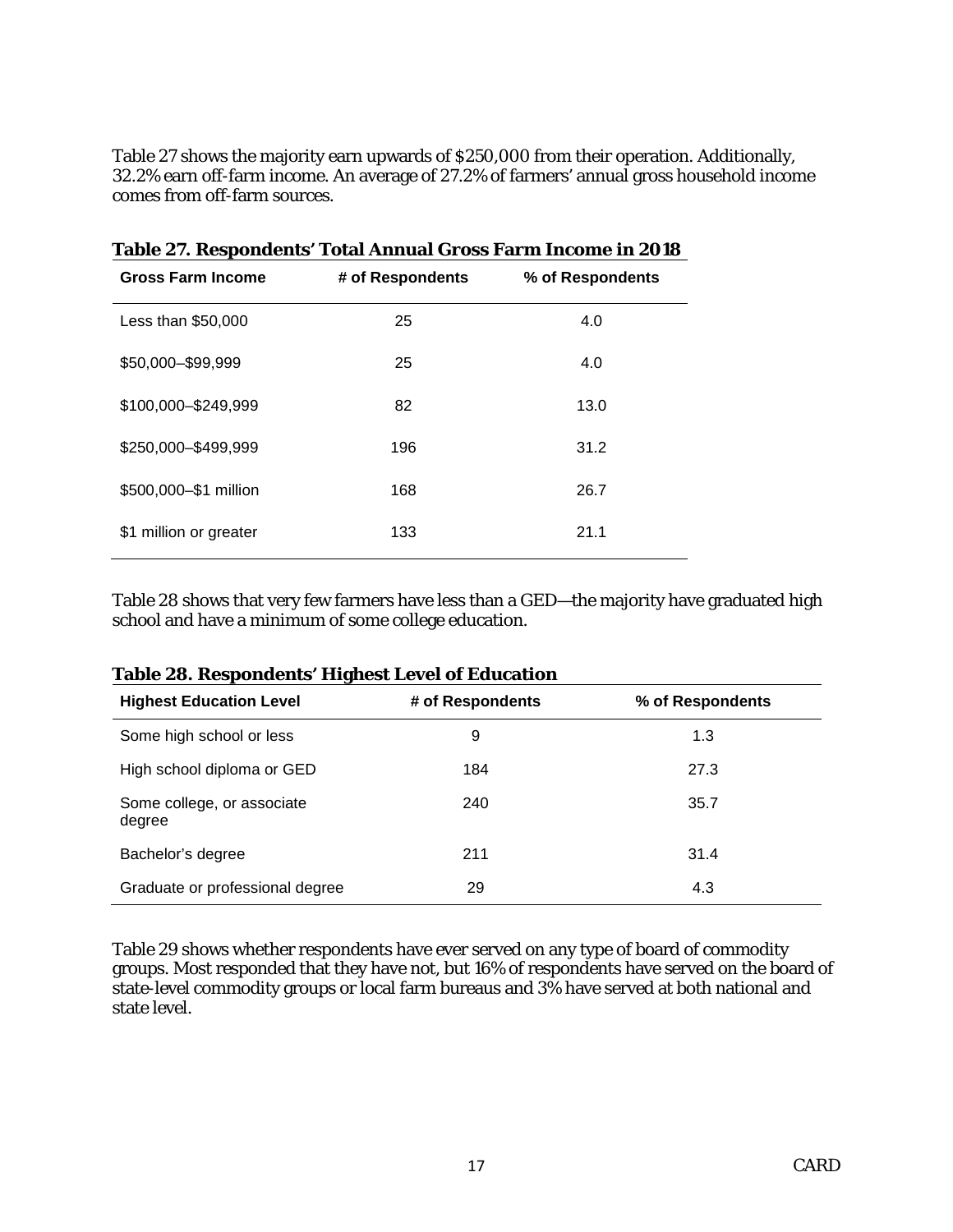Table 27 shows the majority earn upwards of $250,000 from their operation. Additionally, 32.2% earn off-farm income. An average of 27.2% of farmers' annual gross household income comes from off-farm sources.

**Table 27. Respondents' Total Annual Gross Farm Income in 2018**

| Gross Farm Income | # of Respondents | % of Respondents |
| --- | --- | --- |
| Less than $50,000 | 25 | 4.0 |
| $50,000–$99,999 | 25 | 4.0 |
| $100,000–$249,999 | 82 | 13.0 |
| $250,000–$499,999 | 196 | 31.2 |
| $500,000–$1 million | 168 | 26.7 |
| $1 million or greater | 133 | 21.1 |

Table 28 shows that very few farmers have less than a GED—the majority have graduated high school and have a minimum of some college education.

**Table 28. Respondents' Highest Level of Education**

| Highest Education Level | # of Respondents | % of Respondents |
| --- | --- | --- |
| Some high school or less | 9 | 1.3 |
| High school diploma or GED | 184 | 27.3 |
| Some college, or associate degree | 240 | 35.7 |
| Bachelor's degree | 211 | 31.4 |
| Graduate or professional degree | 29 | 4.3 |

Table 29 shows whether respondents have ever served on any type of board of commodity groups. Most responded that they have not, but 16% of respondents have served on the board of state-level commodity groups or local farm bureaus and 3% have served at both national and state level.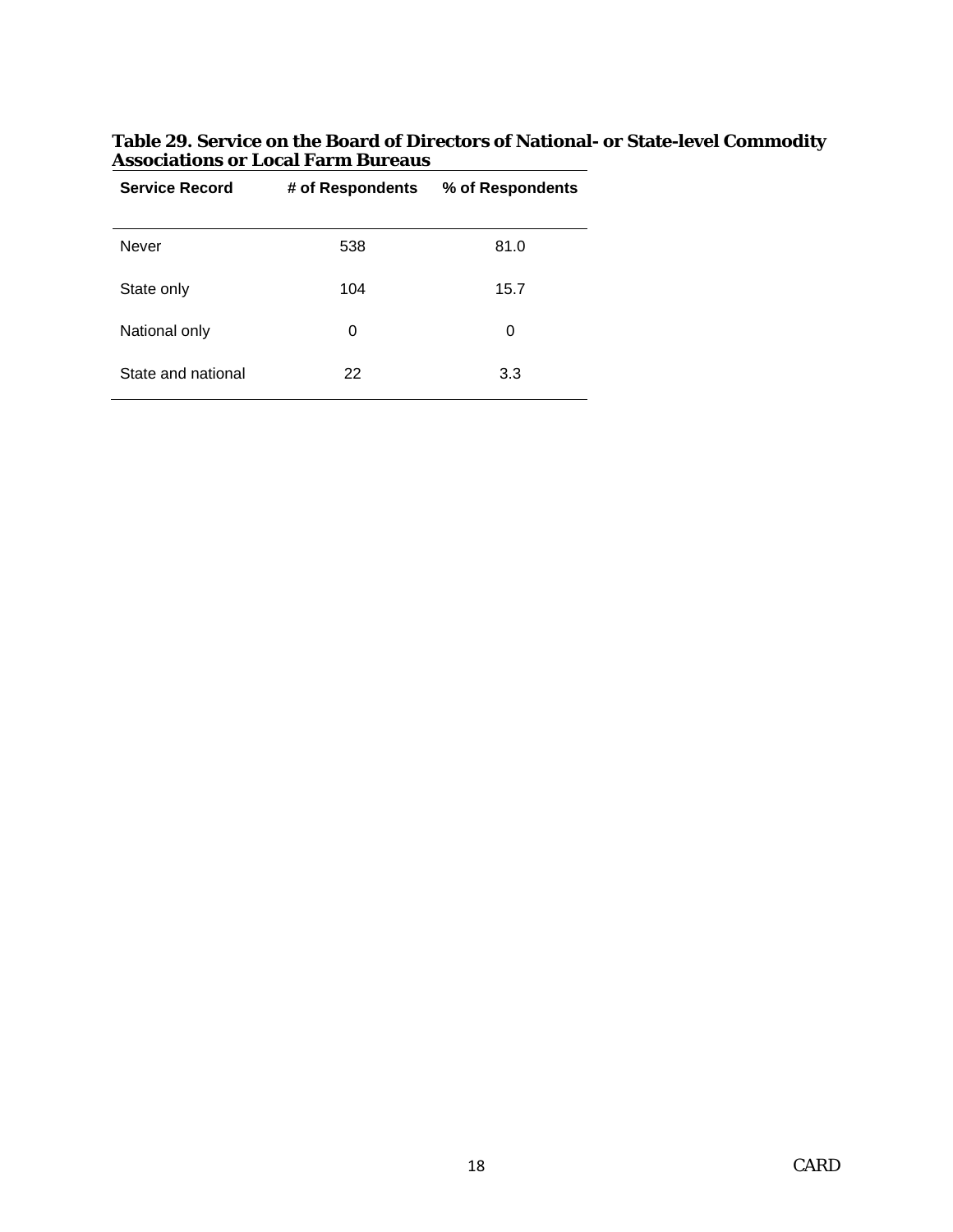**Table 29. Service on the Board of Directors of National- or State-level Commodity Associations or Local Farm Bureaus**

| Service Record | # of Respondents | % of Respondents |
|---|---|---|
| Never | 538 | 81.0 |
| State only | 104 | 15.7 |
| National only | 0 | 0 |
| State and national | 22 | 3.3 |